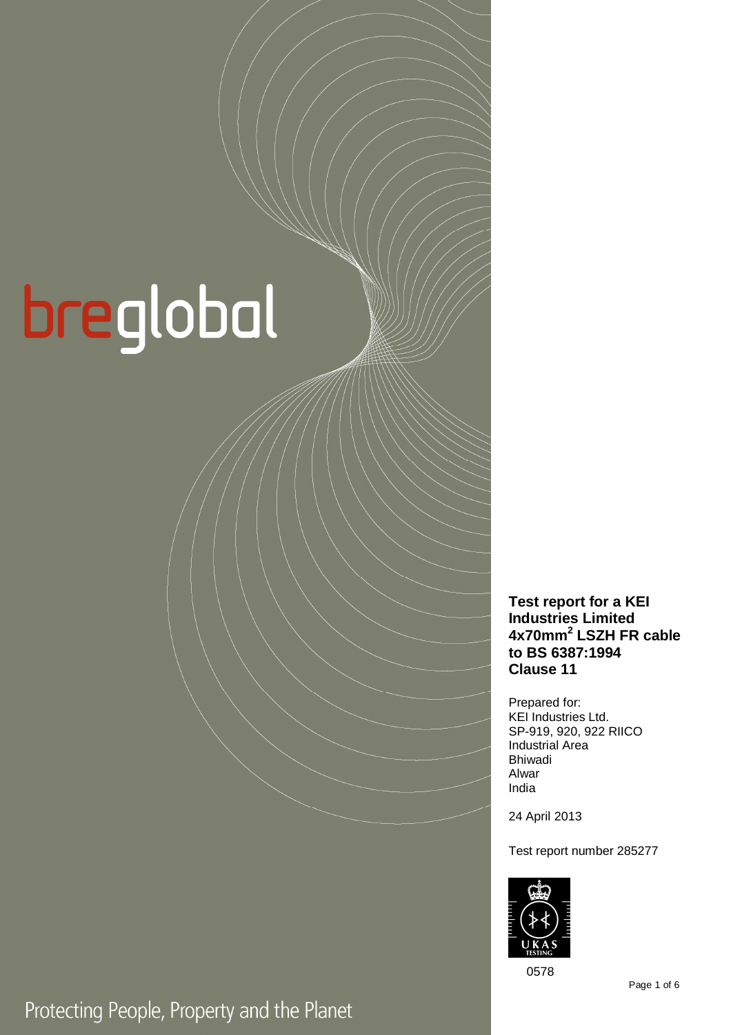breglobal

# Test report for a KEI Industries Limited 4x70mm$^2$ LSZH FR cable to BS 6387:1994 Clause 11

Prepared for:
KEI Industries Ltd.
SP-919, 920, 922 RIICO
Industrial Area
Bhiwadi
Alwar
India

24 April 2013

Test report number 285277

UKAS TESTING
0578

Protecting People, Property and the Planet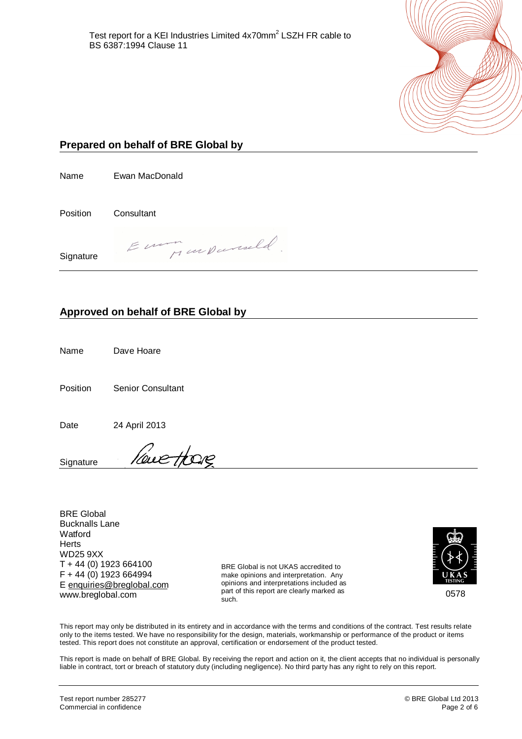Test report for a KEI Industries Limited 4x70mm$^2$ LSZH FR cable to BS 6387:1994 Clause 11

## Prepared on behalf of BRE Global by

Name Ewan MacDonald

Position Consultant

Signature

## Approved on behalf of BRE Global by

Name Dave Hoare

Position Senior Consultant

Date 24 April 2013

Signature

BRE Global
Bucknalls Lane
Watford
Herts
WD25 9XX
T + 44 (0) 1923 664100
F + 44 (0) 1923 664994
E enquiries@breglobal.com
www.breglobal.com

BRE Global is not UKAS accredited to make opinions and interpretation. Any opinions and interpretations included as part of this report are clearly marked as such.

UKAS TESTING
0578

This report may only be distributed in its entirety and in accordance with the terms and conditions of the contract. Test results relate only to the items tested. We have no responsibility for the design, materials, workmanship or performance of the product or items tested. This report does not constitute an approval, certification or endorsement of the product tested.

This report is made on behalf of BRE Global. By receiving the report and action on it, the client accepts that no individual is personally liable in contract, tort or breach of statutory duty (including negligence). No third party has any right to rely on this report.

Test report number 285277
Commercial in confidence

© BRE Global Ltd 2013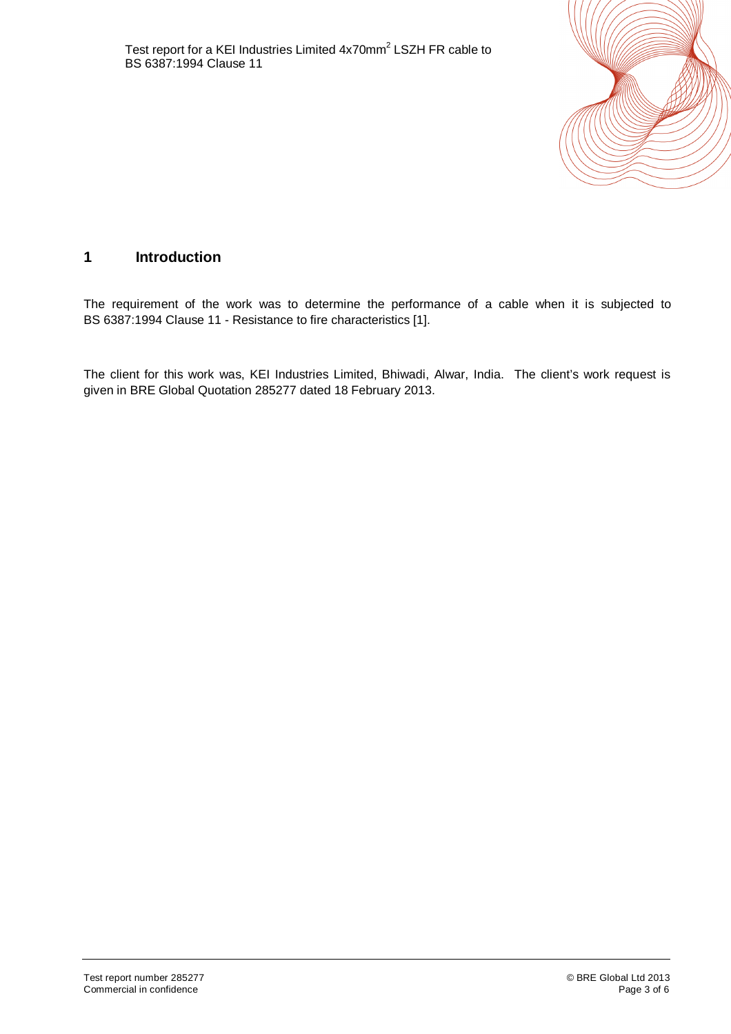# 1 Introduction

The requirement of the work was to determine the performance of a cable when it is subjected to BS 6387:1994 Clause 11 - Resistance to fire characteristics [1].

The client for this work was, KEI Industries Limited, Bhiwadi, Alwar, India. The client's work request is given in BRE Global Quotation 285277 dated 18 February 2013.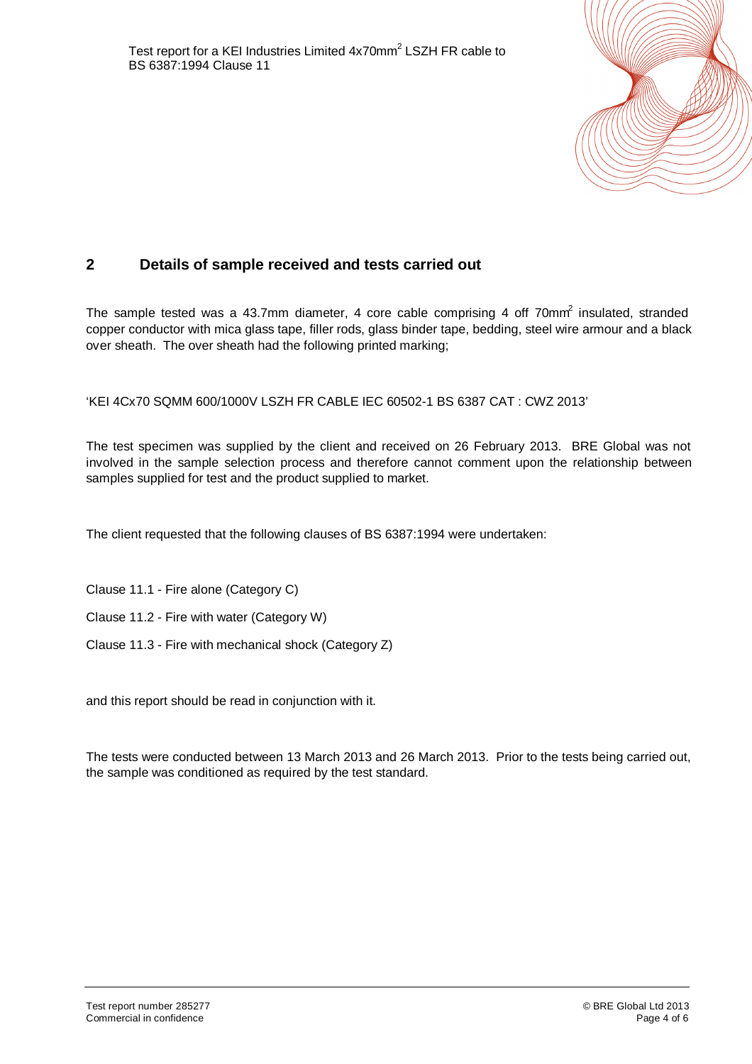## 2 Details of sample received and tests carried out

The sample tested was a 43.7mm diameter, 4 core cable comprising 4 off $70mm^2$ insulated, stranded copper conductor with mica glass tape, filler rods, glass binder tape, bedding, steel wire armour and a black over sheath. The over sheath had the following printed marking;

'KEI 4Cx70 SQMM 600/1000V LSZH FR CABLE IEC 60502-1 BS 6387 CAT : CWZ 2013'

The test specimen was supplied by the client and received on 26 February 2013. BRE Global was not involved in the sample selection process and therefore cannot comment upon the relationship between samples supplied for test and the product supplied to market.

The client requested that the following clauses of BS 6387:1994 were undertaken:

Clause 11.1 - Fire alone (Category C)

Clause 11.2 - Fire with water (Category W)

Clause 11.3 - Fire with mechanical shock (Category Z)

and this report should be read in conjunction with it.

The tests were conducted between 13 March 2013 and 26 March 2013. Prior to the tests being carried out, the sample was conditioned as required by the test standard.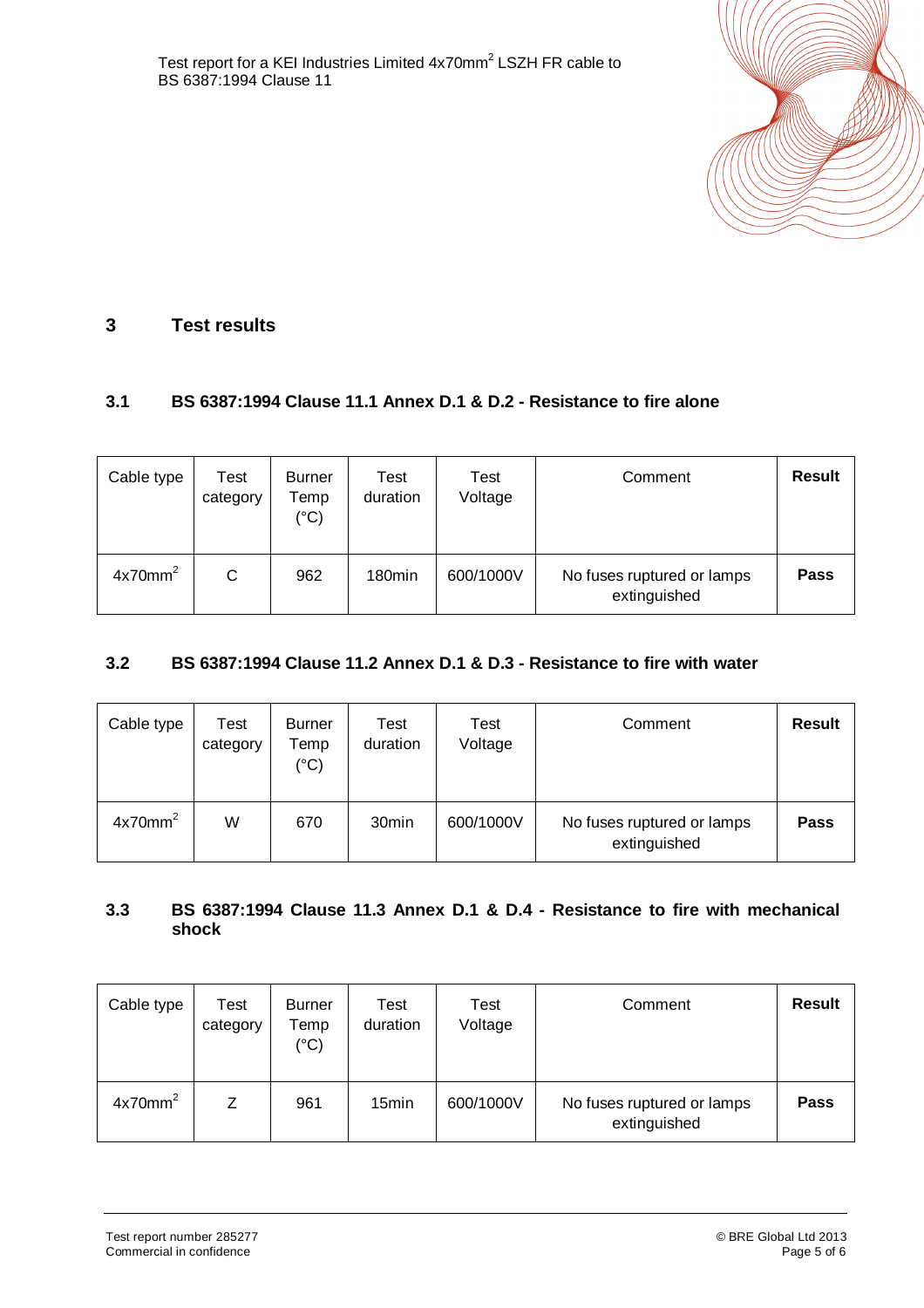# 3 Test results

## 3.1 BS 6387:1994 Clause 11.1 Annex D.1 & D.2 - Resistance to fire alone

| Cable type | Test category | Burner Temp (°C) | Test duration | Test Voltage | Comment | **Result** |
|---|---|---|---|---|---|---|
| 4x70mm$^2$ | C | 962 | 180min | 600/1000V | No fuses ruptured or lamps extinguished | **Pass** |

## 3.2 BS 6387:1994 Clause 11.2 Annex D.1 & D.3 - Resistance to fire with water

| Cable type | Test category | Burner Temp (°C) | Test duration | Test Voltage | Comment | **Result** |
|---|---|---|---|---|---|---|
| 4x70mm$^2$ | W | 670 | 30min | 600/1000V | No fuses ruptured or lamps extinguished | **Pass** |

## 3.3 BS 6387:1994 Clause 11.3 Annex D.1 & D.4 - Resistance to fire with mechanical shock

| Cable type | Test category | Burner Temp (°C) | Test duration | Test Voltage | Comment | **Result** |
|---|---|---|---|---|---|---|
| 4x70mm$^2$ | Z | 961 | 15min | 600/1000V | No fuses ruptured or lamps extinguished | **Pass** |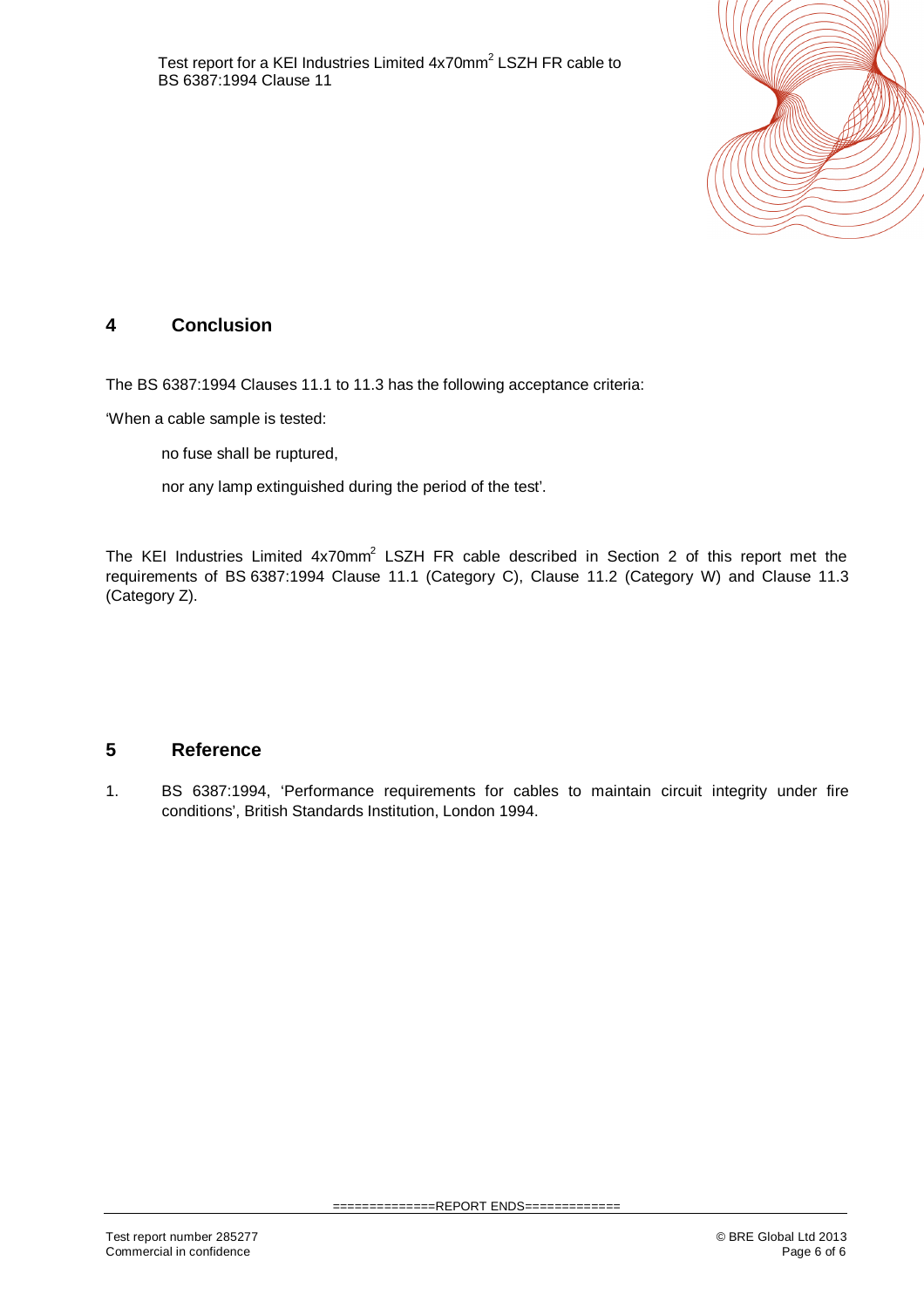## 4 Conclusion

The BS 6387:1994 Clauses 11.1 to 11.3 has the following acceptance criteria:

'When a cable sample is tested:

no fuse shall be ruptured,

nor any lamp extinguished during the period of the test'.

The KEI Industries Limited 4x70mm$^2$ LSZH FR cable described in Section 2 of this report met the requirements of BS 6387:1994 Clause 11.1 (Category C), Clause 11.2 (Category W) and Clause 11.3 (Category Z).

## 5 Reference

1. BS 6387:1994, 'Performance requirements for cables to maintain circuit integrity under fire conditions', British Standards Institution, London 1994.

==============REPORT ENDS=============